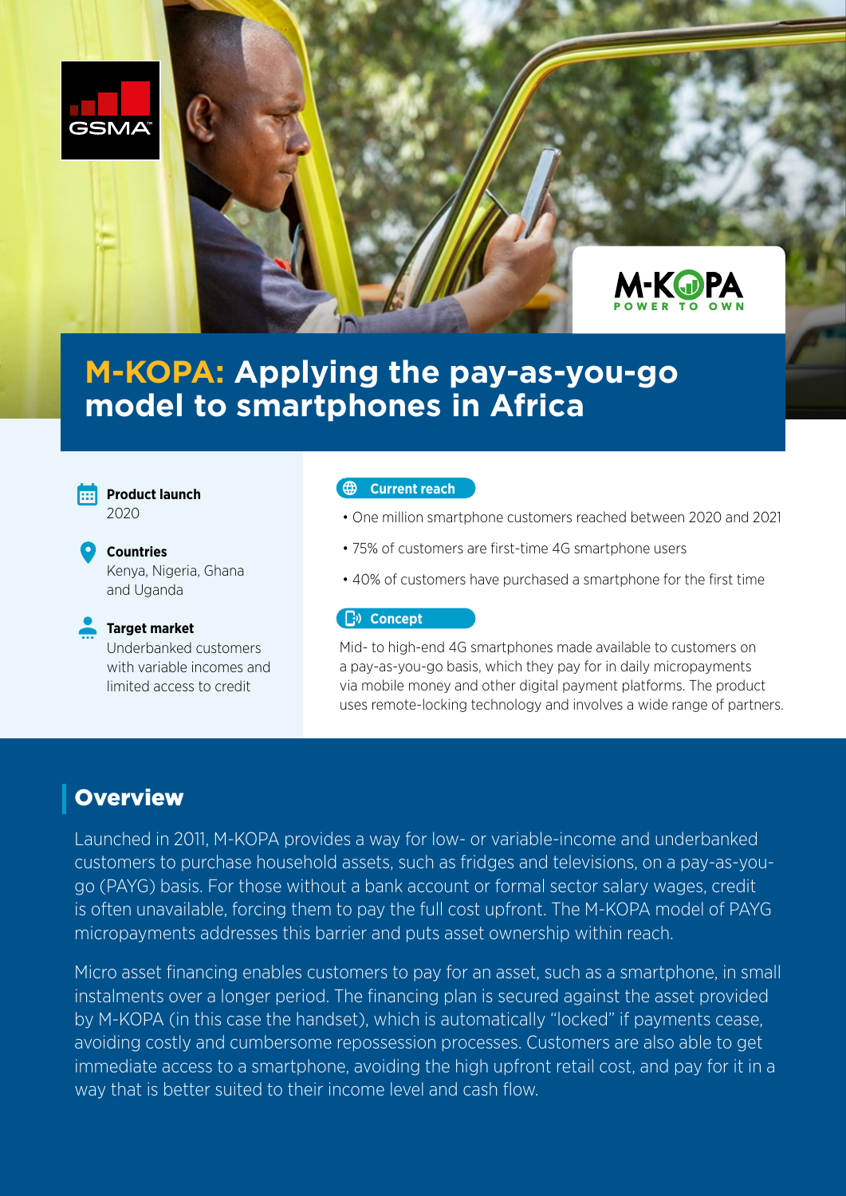# M-KOPA: Applying the pay-as-you-go model to smartphones in Africa

**Product launch**
2020

**Countries**
Kenya, Nigeria, Ghana and Uganda

**Target market**
Underbanked customers with variable incomes and limited access to credit

**Current reach**

- One million smartphone customers reached between 2020 and 2021
- 75% of customers are first-time 4G smartphone users
- 40% of customers have purchased a smartphone for the first time

**Concept**

Mid- to high-end 4G smartphones made available to customers on a pay-as-you-go basis, which they pay for in daily micropayments via mobile money and other digital payment platforms. The product uses remote-locking technology and involves a wide range of partners.

## Overview

Launched in 2011, M-KOPA provides a way for low- or variable-income and underbanked customers to purchase household assets, such as fridges and televisions, on a pay-as-you-go (PAYG) basis. For those without a bank account or formal sector salary wages, credit is often unavailable, forcing them to pay the full cost upfront. The M-KOPA model of PAYG micropayments addresses this barrier and puts asset ownership within reach.

Micro asset financing enables customers to pay for an asset, such as a smartphone, in small instalments over a longer period. The financing plan is secured against the asset provided by M-KOPA (in this case the handset), which is automatically "locked" if payments cease, avoiding costly and cumbersome repossession processes. Customers are also able to get immediate access to a smartphone, avoiding the high upfront retail cost, and pay for it in a way that is better suited to their income level and cash flow.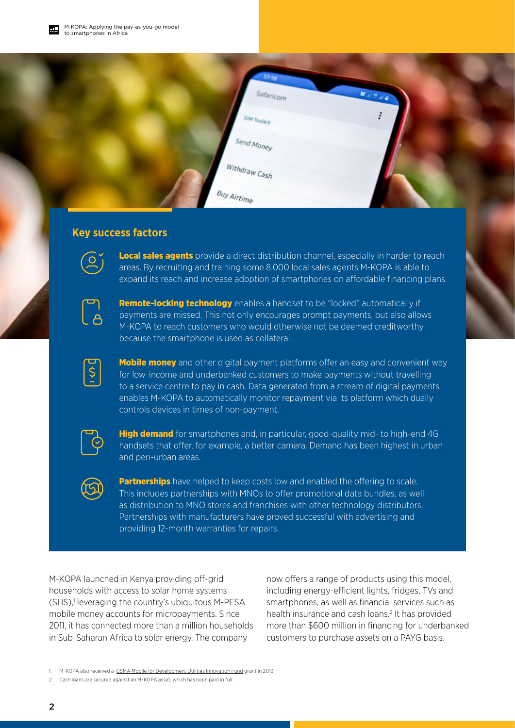## Key success factors

**Local sales agents** provide a direct distribution channel, especially in harder to reach areas. By recruiting and training some 8,000 local sales agents M-KOPA is able to expand its reach and increase adoption of smartphones on affordable financing plans.

**Remote-locking technology** enables a handset to be "locked" automatically if payments are missed. This not only encourages prompt payments, but also allows M-KOPA to reach customers who would otherwise not be deemed creditworthy because the smartphone is used as collateral.

**Mobile money** and other digital payment platforms offer an easy and convenient way for low-income and underbanked customers to make payments without travelling to a service centre to pay in cash. Data generated from a stream of digital payments enables M-KOPA to automatically monitor repayment via its platform which dually controls devices in times of non-payment.

**High demand** for smartphones and, in particular, good-quality mid- to high-end 4G handsets that offer, for example, a better camera. Demand has been highest in urban and peri-urban areas.

**Partnerships** have helped to keep costs low and enabled the offering to scale. This includes partnerships with MNOs to offer promotional data bundles, as well as distribution to MNO stores and franchises with other technology distributors. Partnerships with manufacturers have proved successful with advertising and providing 12-month warranties for repairs.

M-KOPA launched in Kenya providing off-grid households with access to solar home systems (SHS),[1] leveraging the country's ubiquitous M-PESA mobile money accounts for micropayments. Since 2011, it has connected more than a million households in Sub-Saharan Africa to solar energy. The company now offers a range of products using this model, including energy-efficient lights, fridges, TVs and smartphones, as well as financial services such as health insurance and cash loans.[2] It has provided more than $600 million in financing for underbanked customers to purchase assets on a PAYG basis.

1. M-KOPA also received a GSMA Mobile for Development Utilities Innovation Fund grant in 2013
2. Cash loans are secured against an M-KOPA asset, which has been paid in full.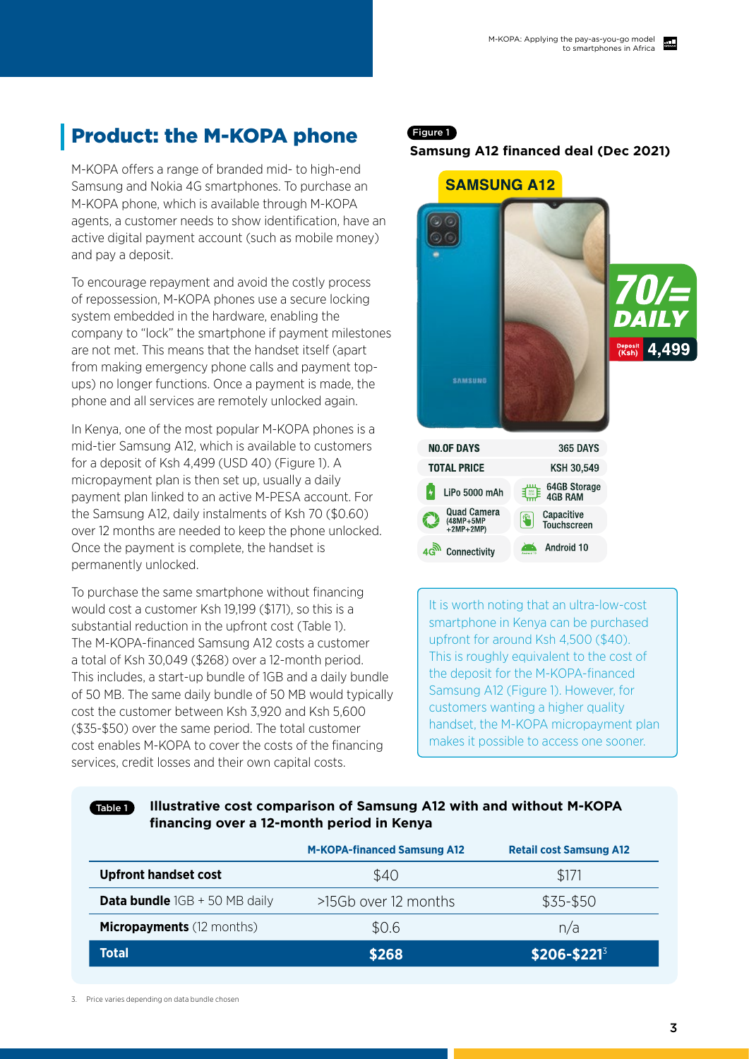## Product: the M-KOPA phone

M-KOPA offers a range of branded mid- to high-end Samsung and Nokia 4G smartphones. To purchase an M-KOPA phone, which is available through M-KOPA agents, a customer needs to show identification, have an active digital payment account (such as mobile money) and pay a deposit.

To encourage repayment and avoid the costly process of repossession, M-KOPA phones use a secure locking system embedded in the hardware, enabling the company to "lock" the smartphone if payment milestones are not met. This means that the handset itself (apart from making emergency phone calls and payment top-ups) no longer functions. Once a payment is made, the phone and all services are remotely unlocked again.

In Kenya, one of the most popular M-KOPA phones is a mid-tier Samsung A12, which is available to customers for a deposit of Ksh 4,499 (USD 40) (Figure 1). A micropayment plan is then set up, usually a daily payment plan linked to an active M-PESA account. For the Samsung A12, daily instalments of Ksh 70 ($0.60) over 12 months are needed to keep the phone unlocked. Once the payment is complete, the handset is permanently unlocked.

To purchase the same smartphone without financing would cost a customer Ksh 19,199 ($171), so this is a substantial reduction in the upfront cost (Table 1). The M-KOPA-financed Samsung A12 costs a customer a total of Ksh 30,049 ($268) over a 12-month period. This includes, a start-up bundle of 1GB and a daily bundle of 50 MB. The same daily bundle of 50 MB would typically cost the customer between Ksh 3,920 and Ksh 5,600 ($35-$50) over the same period. The total customer cost enables M-KOPA to cover the costs of the financing services, credit losses and their own capital costs.

Figure 1

**Samsung A12 financed deal (Dec 2021)**

SAMSUNG A12

70/= DAILY

Deposit (Ksh) 4,499

| NO.OF DAYS | 365 DAYS |
|---|---|
| TOTAL PRICE | KSH 30,549 |
| LiPo 5000 mAh | 64GB Storage 4GB RAM |
| Quad Camera (48MP+5MP +2MP+2MP) | Capacitive Touchscreen |
| 4G Connectivity | Android 10 |

It is worth noting that an ultra-low-cost smartphone in Kenya can be purchased upfront for around Ksh 4,500 ($40). This is roughly equivalent to the cost of the deposit for the M-KOPA-financed Samsung A12 (Figure 1). However, for customers wanting a higher quality handset, the M-KOPA micropayment plan makes it possible to access one sooner.

Table 1 **Illustrative cost comparison of Samsung A12 with and without M-KOPA financing over a 12-month period in Kenya**

| | M-KOPA-financed Samsung A12 | Retail cost Samsung A12 |
|---|---|---|
| **Upfront handset cost** | $40 | $171 |
| **Data bundle** 1GB + 50 MB daily | >15Gb over 12 months | $35-$50 |
| **Micropayments** (12 months) | $0.6 | n/a |
| **Total** | **$268** | **$206-$221**[3] |

3. Price varies depending on data bundle chosen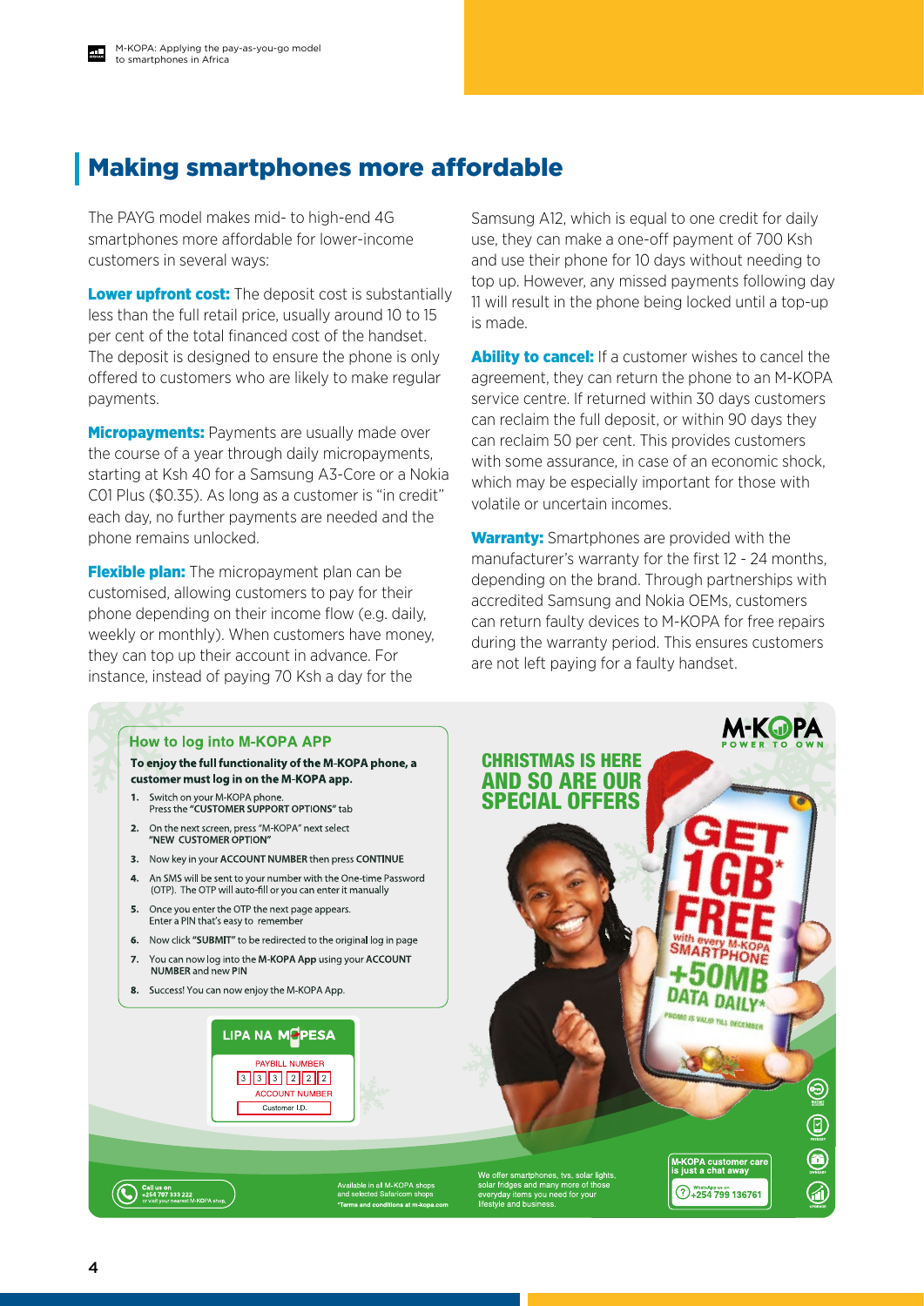## Making smartphones more affordable

The PAYG model makes mid- to high-end 4G smartphones more affordable for lower-income customers in several ways:

**Lower upfront cost:** The deposit cost is substantially less than the full retail price, usually around 10 to 15 per cent of the total financed cost of the handset. The deposit is designed to ensure the phone is only offered to customers who are likely to make regular payments.

**Micropayments:** Payments are usually made over the course of a year through daily micropayments, starting at Ksh 40 for a Samsung A3-Core or a Nokia C01 Plus ($0.35). As long as a customer is "in credit" each day, no further payments are needed and the phone remains unlocked.

**Flexible plan:** The micropayment plan can be customised, allowing customers to pay for their phone depending on their income flow (e.g. daily, weekly or monthly). When customers have money, they can top up their account in advance. For instance, instead of paying 70 Ksh a day for the Samsung A12, which is equal to one credit for daily use, they can make a one-off payment of 700 Ksh and use their phone for 10 days without needing to top up. However, any missed payments following day 11 will result in the phone being locked until a top-up is made.

**Ability to cancel:** If a customer wishes to cancel the agreement, they can return the phone to an M-KOPA service centre. If returned within 30 days customers can reclaim the full deposit, or within 90 days they can reclaim 50 per cent. This provides customers with some assurance, in case of an economic shock, which may be especially important for those with volatile or uncertain incomes.

**Warranty:** Smartphones are provided with the manufacturer's warranty for the first 12 - 24 months, depending on the brand. Through partnerships with accredited Samsung and Nokia OEMs, customers can return faulty devices to M-KOPA for free repairs during the warranty period. This ensures customers are not left paying for a faulty handset.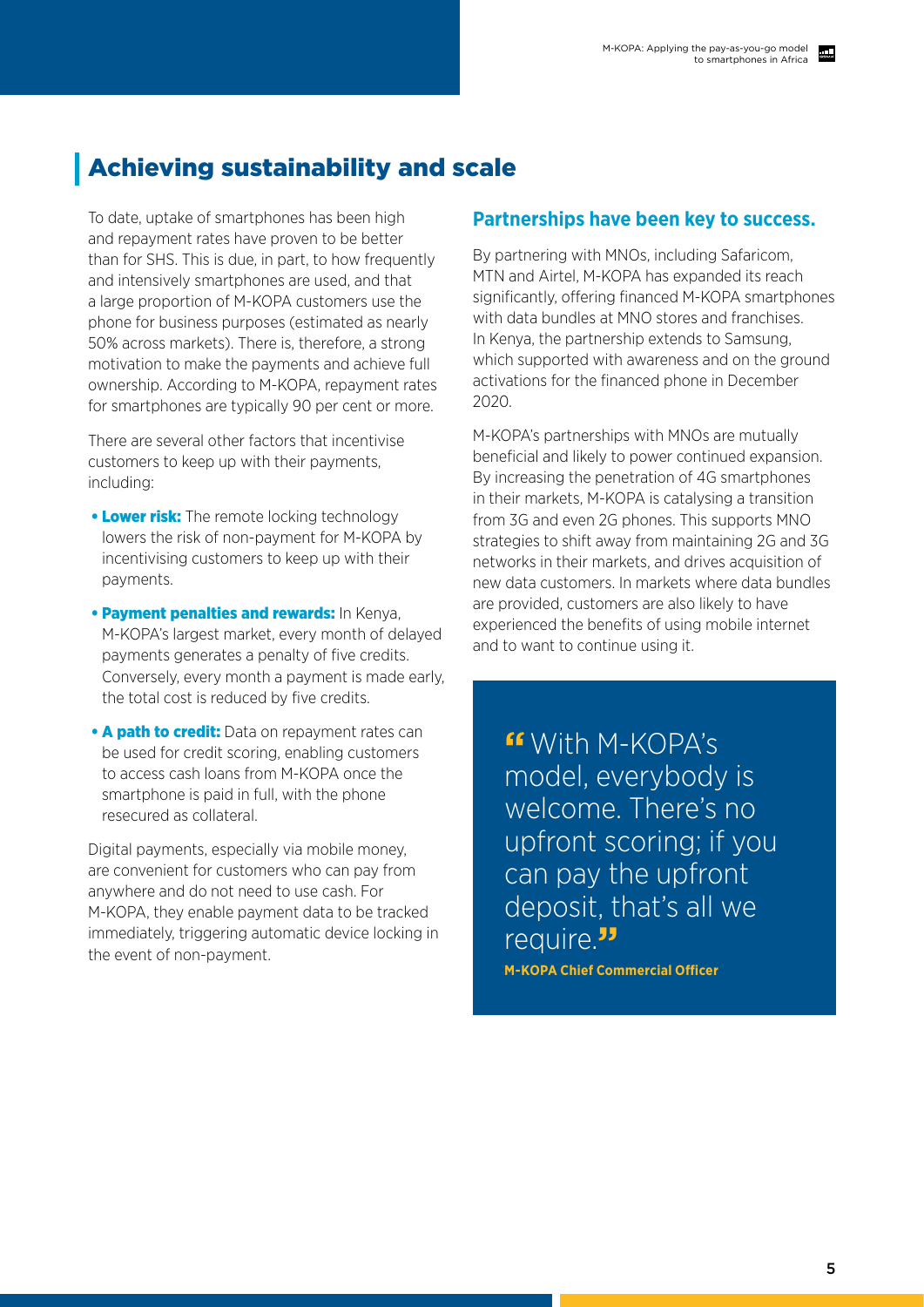## Achieving sustainability and scale

To date, uptake of smartphones has been high and repayment rates have proven to be better than for SHS. This is due, in part, to how frequently and intensively smartphones are used, and that a large proportion of M-KOPA customers use the phone for business purposes (estimated as nearly 50% across markets). There is, therefore, a strong motivation to make the payments and achieve full ownership. According to M-KOPA, repayment rates for smartphones are typically 90 per cent or more.

There are several other factors that incentivise customers to keep up with their payments, including:

- **Lower risk:** The remote locking technology lowers the risk of non-payment for M-KOPA by incentivising customers to keep up with their payments.
- **Payment penalties and rewards:** In Kenya, M-KOPA's largest market, every month of delayed payments generates a penalty of five credits. Conversely, every month a payment is made early, the total cost is reduced by five credits.
- **A path to credit:** Data on repayment rates can be used for credit scoring, enabling customers to access cash loans from M-KOPA once the smartphone is paid in full, with the phone resecured as collateral.

Digital payments, especially via mobile money, are convenient for customers who can pay from anywhere and do not need to use cash. For M-KOPA, they enable payment data to be tracked immediately, triggering automatic device locking in the event of non-payment.

### Partnerships have been key to success.

By partnering with MNOs, including Safaricom, MTN and Airtel, M-KOPA has expanded its reach significantly, offering financed M-KOPA smartphones with data bundles at MNO stores and franchises. In Kenya, the partnership extends to Samsung, which supported with awareness and on the ground activations for the financed phone in December 2020.

M-KOPA's partnerships with MNOs are mutually beneficial and likely to power continued expansion. By increasing the penetration of 4G smartphones in their markets, M-KOPA is catalysing a transition from 3G and even 2G phones. This supports MNO strategies to shift away from maintaining 2G and 3G networks in their markets, and drives acquisition of new data customers. In markets where data bundles are provided, customers are also likely to have experienced the benefits of using mobile internet and to want to continue using it.

> "With M-KOPA's model, everybody is welcome. There's no upfront scoring; if you can pay the upfront deposit, that's all we require."
>
> **M-KOPA Chief Commercial Officer**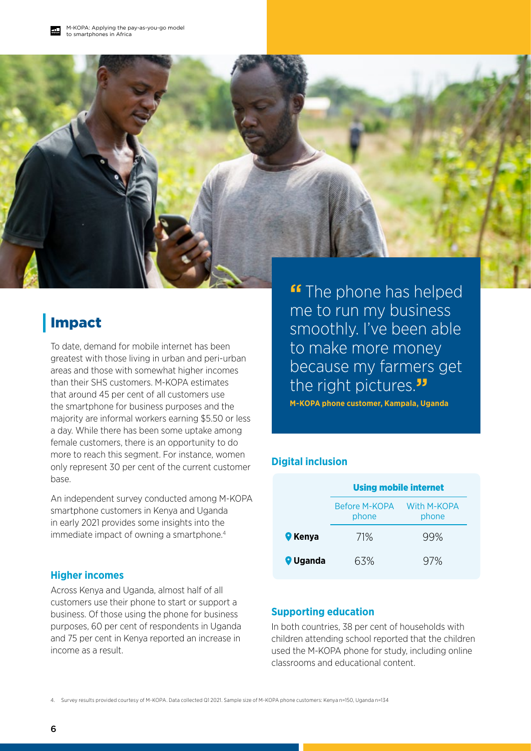## Impact

To date, demand for mobile internet has been greatest with those living in urban and peri-urban areas and those with somewhat higher incomes than their SHS customers. M-KOPA estimates that around 45 per cent of all customers use the smartphone for business purposes and the majority are informal workers earning $5.50 or less a day. While there has been some uptake among female customers, there is an opportunity to do more to reach this segment. For instance, women only represent 30 per cent of the current customer base.

An independent survey conducted among M-KOPA smartphone customers in Kenya and Uganda in early 2021 provides some insights into the immediate impact of owning a smartphone.[4]

### Higher incomes

Across Kenya and Uganda, almost half of all customers use their phone to start or support a business. Of those using the phone for business purposes, 60 per cent of respondents in Uganda and 75 per cent in Kenya reported an increase in income as a result.

> "The phone has helped me to run my business smoothly. I've been able to make more money because my farmers get the right pictures."
>
> **M-KOPA phone customer, Kampala, Uganda**

### Digital inclusion

| | Using mobile internet | |
|---|---|---|
| | Before M-KOPA phone | With M-KOPA phone |
| **Kenya** | 71% | 99% |
| **Uganda** | 63% | 97% |

### Supporting education

In both countries, 38 per cent of households with children attending school reported that the children used the M-KOPA phone for study, including online classrooms and educational content.

4. Survey results provided courtesy of M-KOPA. Data collected Q1 2021. Sample size of M-KOPA phone customers: Kenya n=150, Uganda n=134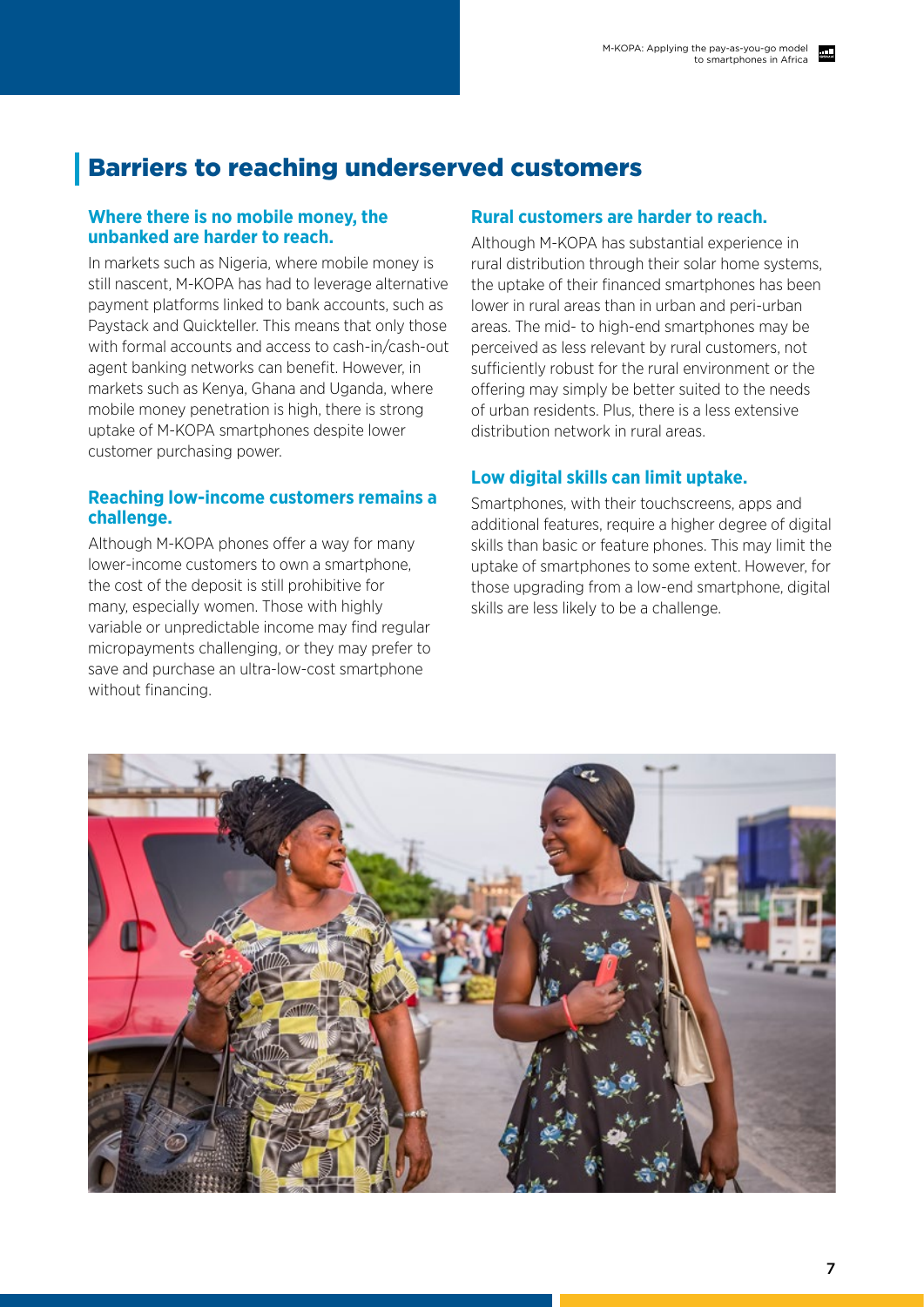## Barriers to reaching underserved customers

### Where there is no mobile money, the unbanked are harder to reach.

In markets such as Nigeria, where mobile money is still nascent, M-KOPA has had to leverage alternative payment platforms linked to bank accounts, such as Paystack and Quickteller. This means that only those with formal accounts and access to cash-in/cash-out agent banking networks can benefit. However, in markets such as Kenya, Ghana and Uganda, where mobile money penetration is high, there is strong uptake of M-KOPA smartphones despite lower customer purchasing power.

### Reaching low-income customers remains a challenge.

Although M-KOPA phones offer a way for many lower-income customers to own a smartphone, the cost of the deposit is still prohibitive for many, especially women. Those with highly variable or unpredictable income may find regular micropayments challenging, or they may prefer to save and purchase an ultra-low-cost smartphone without financing.

### Rural customers are harder to reach.

Although M-KOPA has substantial experience in rural distribution through their solar home systems, the uptake of their financed smartphones has been lower in rural areas than in urban and peri-urban areas. The mid- to high-end smartphones may be perceived as less relevant by rural customers, not sufficiently robust for the rural environment or the offering may simply be better suited to the needs of urban residents. Plus, there is a less extensive distribution network in rural areas.

### Low digital skills can limit uptake.

Smartphones, with their touchscreens, apps and additional features, require a higher degree of digital skills than basic or feature phones. This may limit the uptake of smartphones to some extent. However, for those upgrading from a low-end smartphone, digital skills are less likely to be a challenge.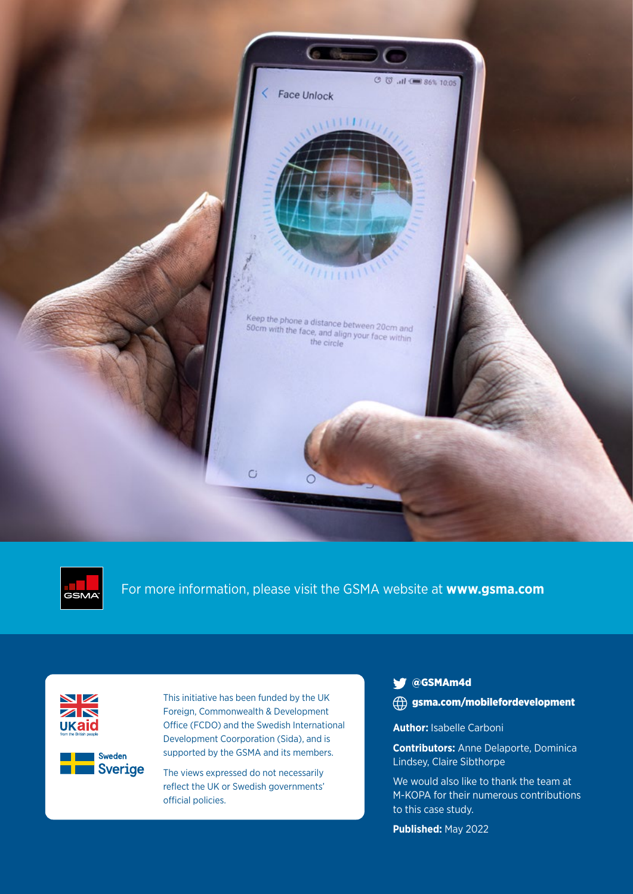For more information, please visit the GSMA website at **www.gsma.com**

This initiative has been funded by the UK Foreign, Commonwealth & Development Office (FCDO) and the Swedish International Development Coorporation (Sida), and is supported by the GSMA and its members.

The views expressed do not necessarily reflect the UK or Swedish governments' official policies.

**@GSMAm4d**

**gsma.com/mobilefordevelopment**

**Author:** Isabelle Carboni

**Contributors:** Anne Delaporte, Dominica Lindsey, Claire Sibthorpe

We would also like to thank the team at M-KOPA for their numerous contributions to this case study.

**Published:** May 2022